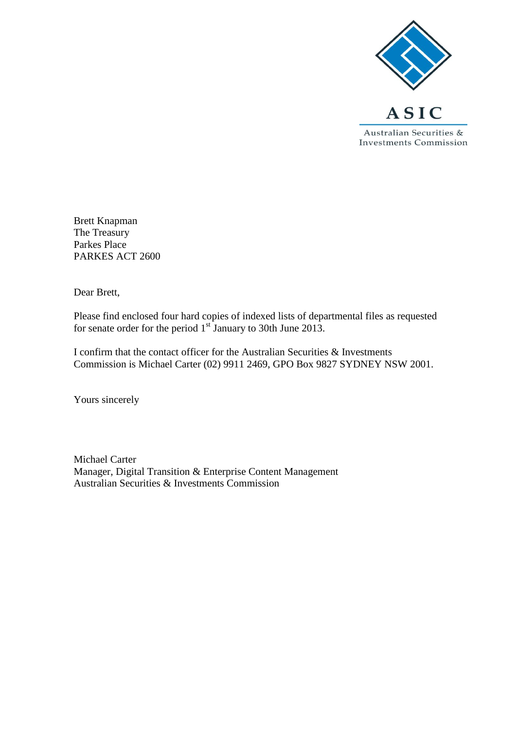ASIC

Australian Securities & Investments Commission

Brett Knapman
The Treasury
Parkes Place
PARKES ACT 2600

Dear Brett,

Please find enclosed four hard copies of indexed lists of departmental files as requested for senate order for the period 1st January to 30th June 2013.

I confirm that the contact officer for the Australian Securities & Investments Commission is Michael Carter (02) 9911 2469, GPO Box 9827 SYDNEY NSW 2001.

Yours sincerely

Michael Carter
Manager, Digital Transition & Enterprise Content Management
Australian Securities & Investments Commission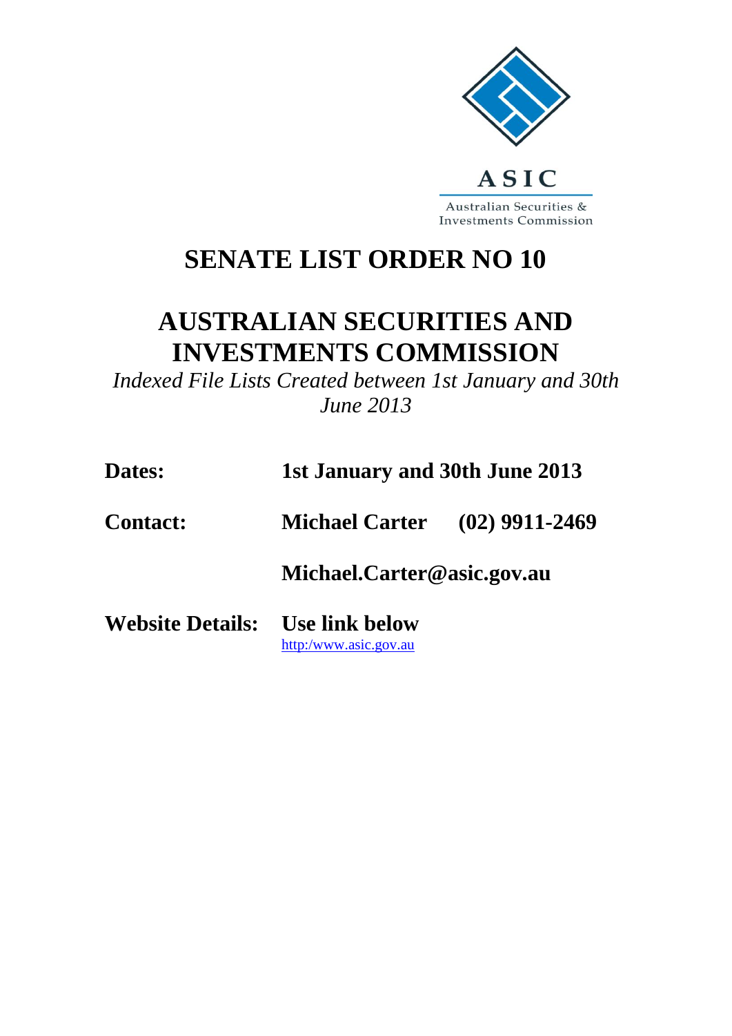ASIC

Australian Securities & Investments Commission

# SENATE LIST ORDER NO 10

# AUSTRALIAN SECURITIES AND INVESTMENTS COMMISSION

*Indexed File Lists Created between 1st January and 30th June 2013*

**Dates:** **1st January and 30th June 2013**

**Contact:** **Michael Carter (02) 9911-2469**

**Michael.Carter@asic.gov.au**

**Website Details:** **Use link below**

http:/www.asic.gov.au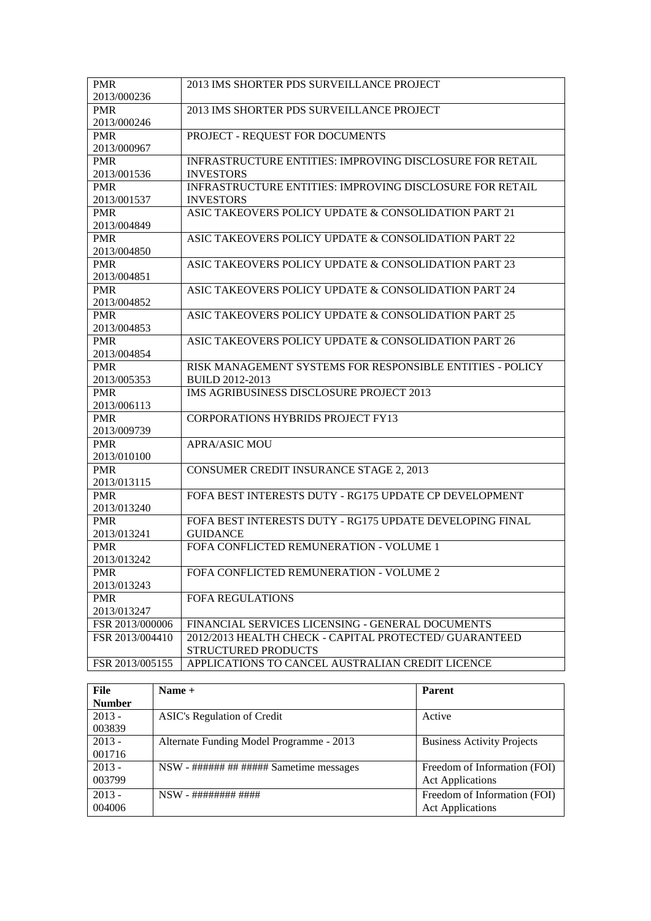| | |
|---|---|
| PMR 2013/000236 | 2013 IMS SHORTER PDS SURVEILLANCE PROJECT |
| PMR 2013/000246 | 2013 IMS SHORTER PDS SURVEILLANCE PROJECT |
| PMR 2013/000967 | PROJECT - REQUEST FOR DOCUMENTS |
| PMR 2013/001536 | INFRASTRUCTURE ENTITIES: IMPROVING DISCLOSURE FOR RETAIL INVESTORS |
| PMR 2013/001537 | INFRASTRUCTURE ENTITIES: IMPROVING DISCLOSURE FOR RETAIL INVESTORS |
| PMR 2013/004849 | ASIC TAKEOVERS POLICY UPDATE & CONSOLIDATION PART 21 |
| PMR 2013/004850 | ASIC TAKEOVERS POLICY UPDATE & CONSOLIDATION PART 22 |
| PMR 2013/004851 | ASIC TAKEOVERS POLICY UPDATE & CONSOLIDATION PART 23 |
| PMR 2013/004852 | ASIC TAKEOVERS POLICY UPDATE & CONSOLIDATION PART 24 |
| PMR 2013/004853 | ASIC TAKEOVERS POLICY UPDATE & CONSOLIDATION PART 25 |
| PMR 2013/004854 | ASIC TAKEOVERS POLICY UPDATE & CONSOLIDATION PART 26 |
| PMR 2013/005353 | RISK MANAGEMENT SYSTEMS FOR RESPONSIBLE ENTITIES - POLICY BUILD 2012-2013 |
| PMR 2013/006113 | IMS AGRIBUSINESS DISCLOSURE PROJECT 2013 |
| PMR 2013/009739 | CORPORATIONS HYBRIDS PROJECT FY13 |
| PMR 2013/010100 | APRA/ASIC MOU |
| PMR 2013/013115 | CONSUMER CREDIT INSURANCE STAGE 2, 2013 |
| PMR 2013/013240 | FOFA BEST INTERESTS DUTY - RG175 UPDATE CP DEVELOPMENT |
| PMR 2013/013241 | FOFA BEST INTERESTS DUTY - RG175 UPDATE DEVELOPING FINAL GUIDANCE |
| PMR 2013/013242 | FOFA CONFLICTED REMUNERATION - VOLUME 1 |
| PMR 2013/013243 | FOFA CONFLICTED REMUNERATION - VOLUME 2 |
| PMR 2013/013247 | FOFA REGULATIONS |
| FSR 2013/000006 | FINANCIAL SERVICES LICENSING - GENERAL DOCUMENTS |
| FSR 2013/004410 | 2012/2013 HEALTH CHECK - CAPITAL PROTECTED/ GUARANTEED STRUCTURED PRODUCTS |
| FSR 2013/005155 | APPLICATIONS TO CANCEL AUSTRALIAN CREDIT LICENCE |

| File Number | Name + | Parent |
|---|---|---|
| 2013 - 003839 | ASIC's Regulation of Credit | Active |
| 2013 - 001716 | Alternate Funding Model Programme - 2013 | Business Activity Projects |
| 2013 - 003799 | NSW - ###### ## ##### Sametime messages | Freedom of Information (FOI) Act Applications |
| 2013 - 004006 | NSW - ######## #### | Freedom of Information (FOI) Act Applications |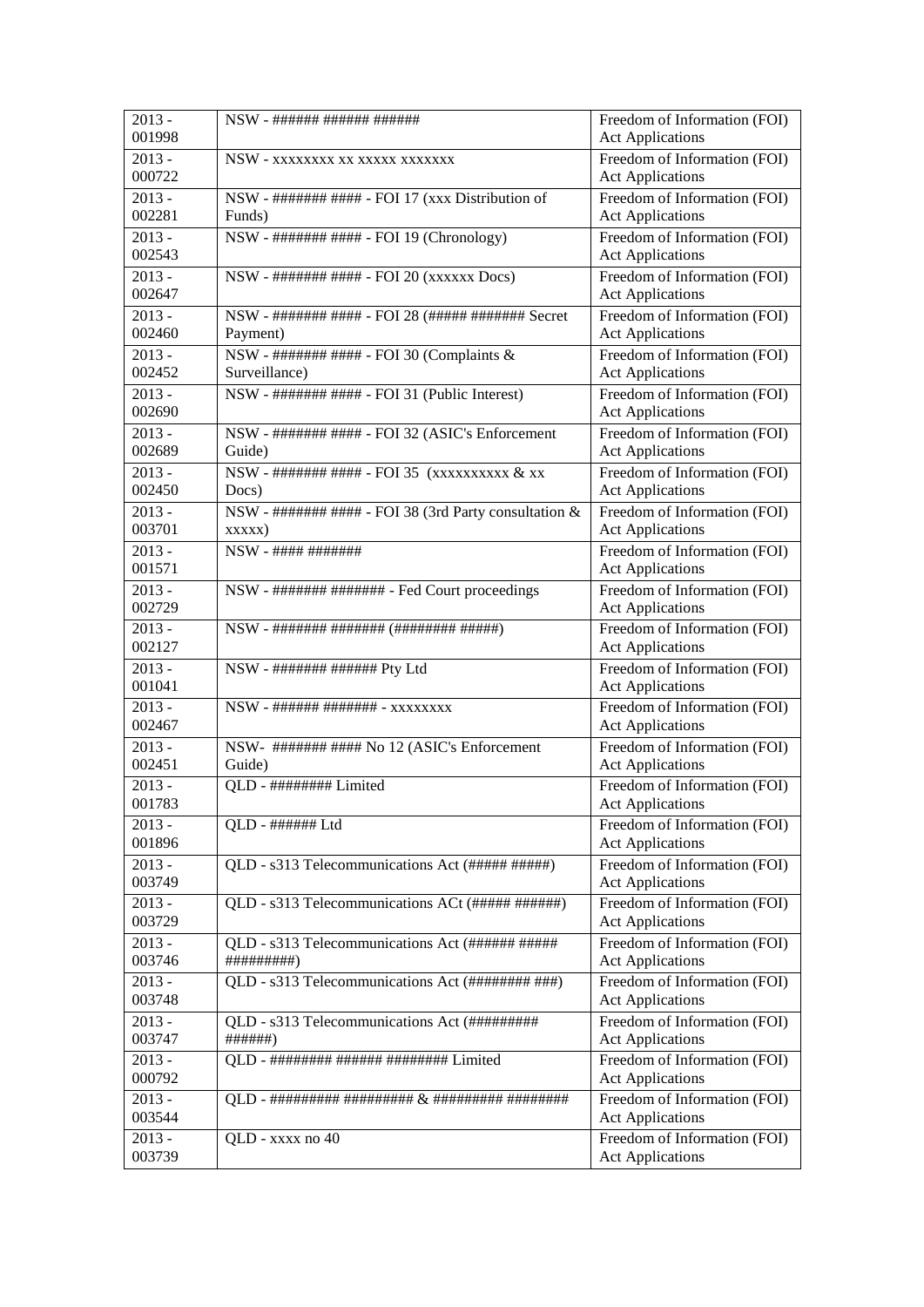| 2013 - 001998 | NSW - ###### ###### ###### | Freedom of Information (FOI) Act Applications |
|---|---|---|
| 2013 - 000722 | NSW - xxxxxxxx xx xxxxx xxxxxxx | Freedom of Information (FOI) Act Applications |
| 2013 - 002281 | NSW - ####### #### - FOI 17 (xxx Distribution of Funds) | Freedom of Information (FOI) Act Applications |
| 2013 - 002543 | NSW - ####### #### - FOI 19 (Chronology) | Freedom of Information (FOI) Act Applications |
| 2013 - 002647 | NSW - ####### #### - FOI 20 (xxxxxx Docs) | Freedom of Information (FOI) Act Applications |
| 2013 - 002460 | NSW - ####### #### - FOI 28 (##### ####### Secret Payment) | Freedom of Information (FOI) Act Applications |
| 2013 - 002452 | NSW - ####### #### - FOI 30 (Complaints & Surveillance) | Freedom of Information (FOI) Act Applications |
| 2013 - 002690 | NSW - ####### #### - FOI 31 (Public Interest) | Freedom of Information (FOI) Act Applications |
| 2013 - 002689 | NSW - ####### #### - FOI 32 (ASIC's Enforcement Guide) | Freedom of Information (FOI) Act Applications |
| 2013 - 002450 | NSW - ####### #### - FOI 35 (xxxxxxxxxx & xx Docs) | Freedom of Information (FOI) Act Applications |
| 2013 - 003701 | NSW - ####### #### - FOI 38 (3rd Party consultation & xxxxx) | Freedom of Information (FOI) Act Applications |
| 2013 - 001571 | NSW - #### ####### | Freedom of Information (FOI) Act Applications |
| 2013 - 002729 | NSW - ####### ####### - Fed Court proceedings | Freedom of Information (FOI) Act Applications |
| 2013 - 002127 | NSW - ####### ####### (######## #####) | Freedom of Information (FOI) Act Applications |
| 2013 - 001041 | NSW - ####### ###### Pty Ltd | Freedom of Information (FOI) Act Applications |
| 2013 - 002467 | NSW - ###### ####### - xxxxxxxx | Freedom of Information (FOI) Act Applications |
| 2013 - 002451 | NSW- ####### #### No 12 (ASIC's Enforcement Guide) | Freedom of Information (FOI) Act Applications |
| 2013 - 001783 | QLD - ######## Limited | Freedom of Information (FOI) Act Applications |
| 2013 - 001896 | QLD - ###### Ltd | Freedom of Information (FOI) Act Applications |
| 2013 - 003749 | QLD - s313 Telecommunications Act (##### #####) | Freedom of Information (FOI) Act Applications |
| 2013 - 003729 | QLD - s313 Telecommunications ACt (##### ######) | Freedom of Information (FOI) Act Applications |
| 2013 - 003746 | QLD - s313 Telecommunications Act (###### ##### #########) | Freedom of Information (FOI) Act Applications |
| 2013 - 003748 | QLD - s313 Telecommunications Act (######## ###) | Freedom of Information (FOI) Act Applications |
| 2013 - 003747 | QLD - s313 Telecommunications Act (######### ######) | Freedom of Information (FOI) Act Applications |
| 2013 - 000792 | QLD - ######## ###### ######## Limited | Freedom of Information (FOI) Act Applications |
| 2013 - 003544 | QLD - ######### ######### & ######### ######## | Freedom of Information (FOI) Act Applications |
| 2013 - 003739 | QLD - xxxx no 40 | Freedom of Information (FOI) Act Applications |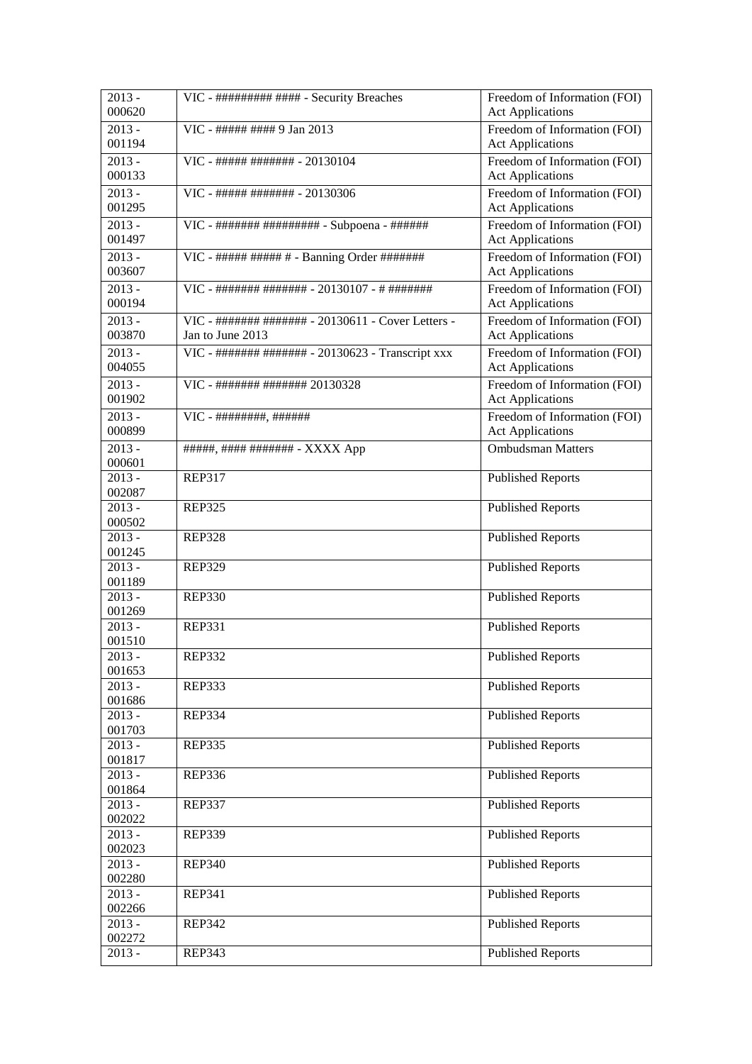| 2013 - 000620 | VIC - ######### #### - Security Breaches | Freedom of Information (FOI) Act Applications |
|---|---|---|
| 2013 - 001194 | VIC - ##### #### 9 Jan 2013 | Freedom of Information (FOI) Act Applications |
| 2013 - 000133 | VIC - ##### ####### - 20130104 | Freedom of Information (FOI) Act Applications |
| 2013 - 001295 | VIC - ##### ####### - 20130306 | Freedom of Information (FOI) Act Applications |
| 2013 - 001497 | VIC - ####### ######### - Subpoena - ###### | Freedom of Information (FOI) Act Applications |
| 2013 - 003607 | VIC - ##### ##### # - Banning Order ####### | Freedom of Information (FOI) Act Applications |
| 2013 - 000194 | VIC - ####### ####### - 20130107 - # ####### | Freedom of Information (FOI) Act Applications |
| 2013 - 003870 | VIC - ####### ####### - 20130611 - Cover Letters - Jan to June 2013 | Freedom of Information (FOI) Act Applications |
| 2013 - 004055 | VIC - ####### ####### - 20130623 - Transcript xxx | Freedom of Information (FOI) Act Applications |
| 2013 - 001902 | VIC - ####### ####### 20130328 | Freedom of Information (FOI) Act Applications |
| 2013 - 000899 | VIC - ########, ###### | Freedom of Information (FOI) Act Applications |
| 2013 - 000601 | #####, #### ####### - XXXX App | Ombudsman Matters |
| 2013 - 002087 | REP317 | Published Reports |
| 2013 - 000502 | REP325 | Published Reports |
| 2013 - 001245 | REP328 | Published Reports |
| 2013 - 001189 | REP329 | Published Reports |
| 2013 - 001269 | REP330 | Published Reports |
| 2013 - 001510 | REP331 | Published Reports |
| 2013 - 001653 | REP332 | Published Reports |
| 2013 - 001686 | REP333 | Published Reports |
| 2013 - 001703 | REP334 | Published Reports |
| 2013 - 001817 | REP335 | Published Reports |
| 2013 - 001864 | REP336 | Published Reports |
| 2013 - 002022 | REP337 | Published Reports |
| 2013 - 002023 | REP339 | Published Reports |
| 2013 - 002280 | REP340 | Published Reports |
| 2013 - 002266 | REP341 | Published Reports |
| 2013 - 002272 | REP342 | Published Reports |
| 2013 - | REP343 | Published Reports |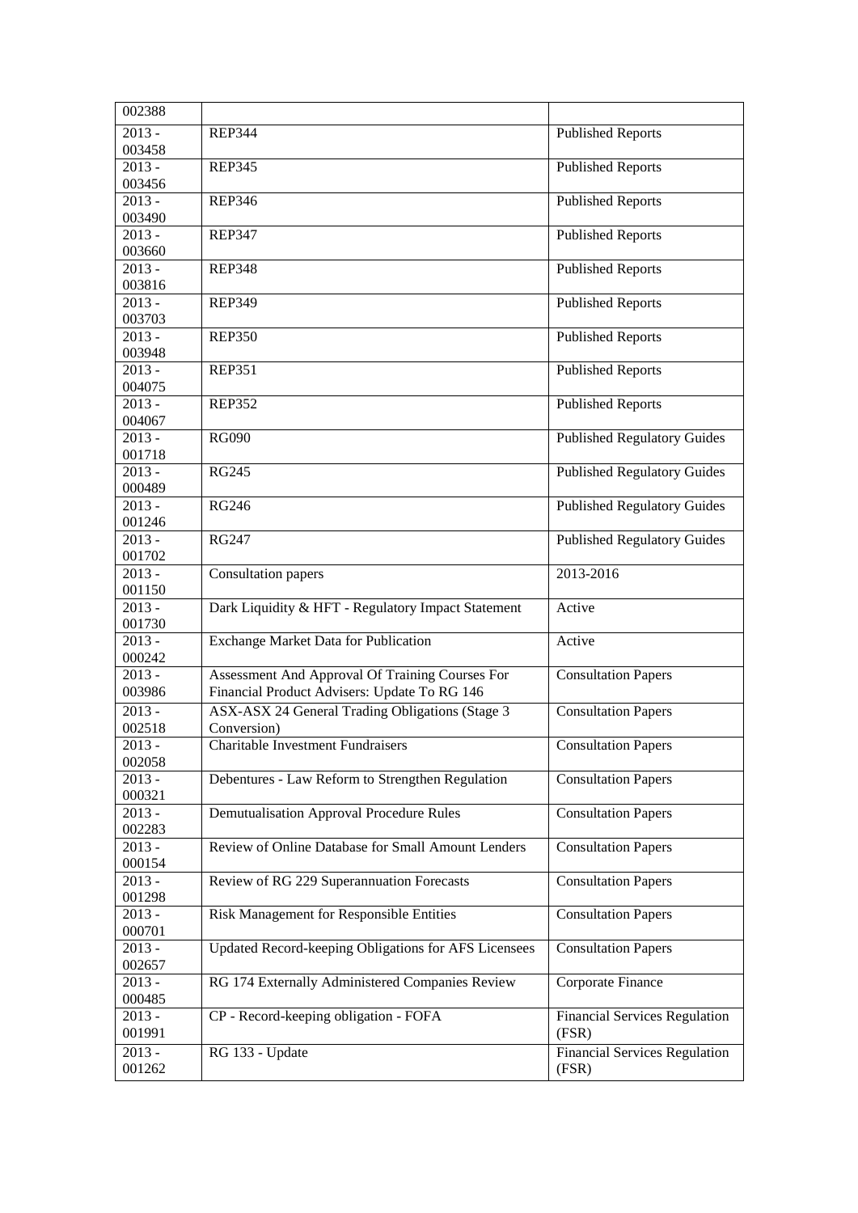| | | |
|---|---|---|
| 002388 | | |
| 2013 - 003458 | REP344 | Published Reports |
| 2013 - 003456 | REP345 | Published Reports |
| 2013 - 003490 | REP346 | Published Reports |
| 2013 - 003660 | REP347 | Published Reports |
| 2013 - 003816 | REP348 | Published Reports |
| 2013 - 003703 | REP349 | Published Reports |
| 2013 - 003948 | REP350 | Published Reports |
| 2013 - 004075 | REP351 | Published Reports |
| 2013 - 004067 | REP352 | Published Reports |
| 2013 - 001718 | RG090 | Published Regulatory Guides |
| 2013 - 000489 | RG245 | Published Regulatory Guides |
| 2013 - 001246 | RG246 | Published Regulatory Guides |
| 2013 - 001702 | RG247 | Published Regulatory Guides |
| 2013 - 001150 | Consultation papers | 2013-2016 |
| 2013 - 001730 | Dark Liquidity & HFT - Regulatory Impact Statement | Active |
| 2013 - 000242 | Exchange Market Data for Publication | Active |
| 2013 - 003986 | Assessment And Approval Of Training Courses For Financial Product Advisers: Update To RG 146 | Consultation Papers |
| 2013 - 002518 | ASX-ASX 24 General Trading Obligations (Stage 3 Conversion) | Consultation Papers |
| 2013 - 002058 | Charitable Investment Fundraisers | Consultation Papers |
| 2013 - 000321 | Debentures - Law Reform to Strengthen Regulation | Consultation Papers |
| 2013 - 002283 | Demutualisation Approval Procedure Rules | Consultation Papers |
| 2013 - 000154 | Review of Online Database for Small Amount Lenders | Consultation Papers |
| 2013 - 001298 | Review of RG 229 Superannuation Forecasts | Consultation Papers |
| 2013 - 000701 | Risk Management for Responsible Entities | Consultation Papers |
| 2013 - 002657 | Updated Record-keeping Obligations for AFS Licensees | Consultation Papers |
| 2013 - 000485 | RG 174 Externally Administered Companies Review | Corporate Finance |
| 2013 - 001991 | CP - Record-keeping obligation - FOFA | Financial Services Regulation (FSR) |
| 2013 - 001262 | RG 133 - Update | Financial Services Regulation (FSR) |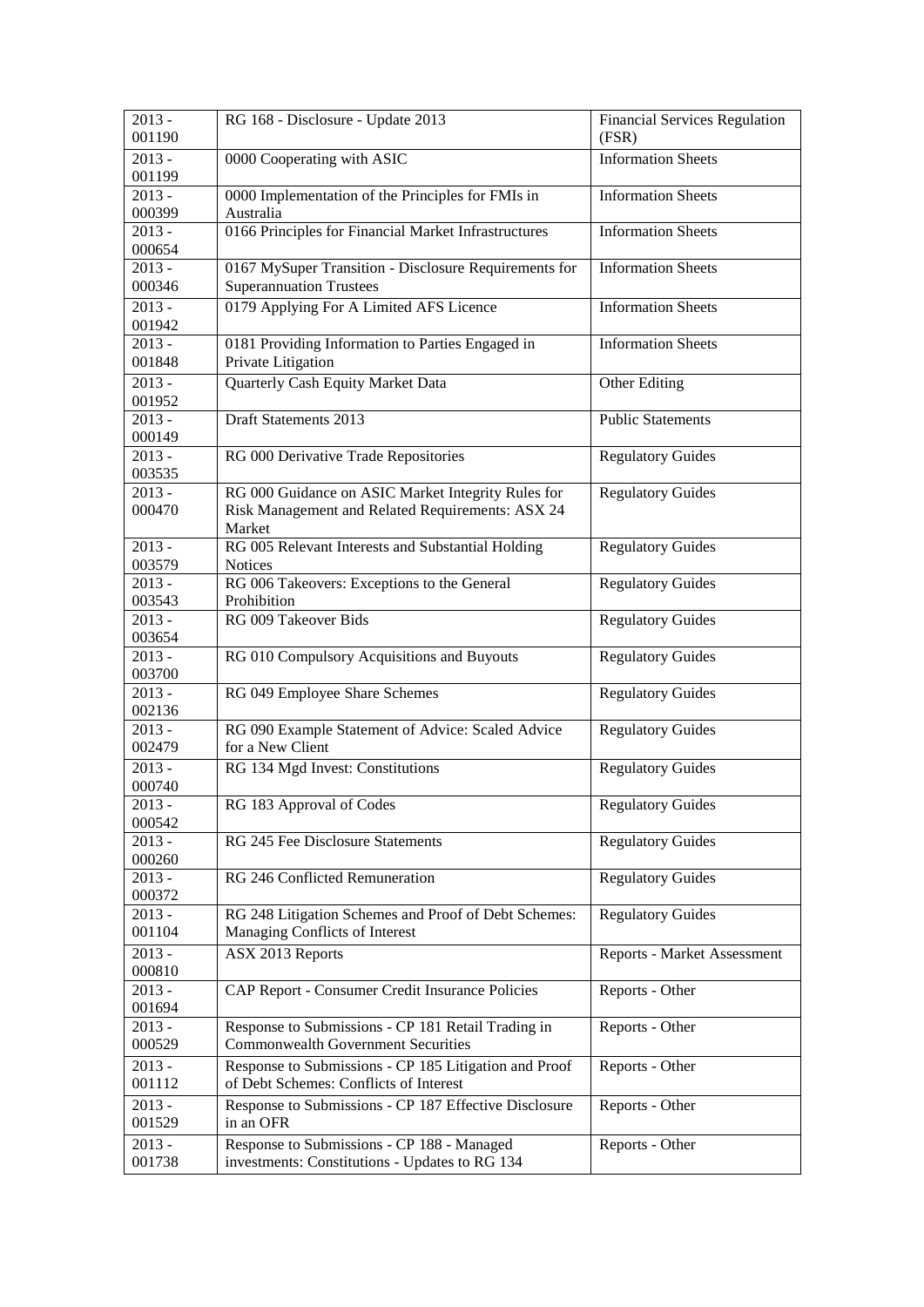| 2013 - 001190 | RG 168 - Disclosure - Update 2013 | Financial Services Regulation (FSR) |
|---|---|---|
| 2013 - 001199 | 0000 Cooperating with ASIC | Information Sheets |
| 2013 - 000399 | 0000 Implementation of the Principles for FMIs in Australia | Information Sheets |
| 2013 - 000654 | 0166 Principles for Financial Market Infrastructures | Information Sheets |
| 2013 - 000346 | 0167 MySuper Transition - Disclosure Requirements for Superannuation Trustees | Information Sheets |
| 2013 - 001942 | 0179 Applying For A Limited AFS Licence | Information Sheets |
| 2013 - 001848 | 0181 Providing Information to Parties Engaged in Private Litigation | Information Sheets |
| 2013 - 001952 | Quarterly Cash Equity Market Data | Other Editing |
| 2013 - 000149 | Draft Statements 2013 | Public Statements |
| 2013 - 003535 | RG 000 Derivative Trade Repositories | Regulatory Guides |
| 2013 - 000470 | RG 000 Guidance on ASIC Market Integrity Rules for Risk Management and Related Requirements: ASX 24 Market | Regulatory Guides |
| 2013 - 003579 | RG 005 Relevant Interests and Substantial Holding Notices | Regulatory Guides |
| 2013 - 003543 | RG 006 Takeovers: Exceptions to the General Prohibition | Regulatory Guides |
| 2013 - 003654 | RG 009 Takeover Bids | Regulatory Guides |
| 2013 - 003700 | RG 010 Compulsory Acquisitions and Buyouts | Regulatory Guides |
| 2013 - 002136 | RG 049 Employee Share Schemes | Regulatory Guides |
| 2013 - 002479 | RG 090 Example Statement of Advice: Scaled Advice for a New Client | Regulatory Guides |
| 2013 - 000740 | RG 134 Mgd Invest: Constitutions | Regulatory Guides |
| 2013 - 000542 | RG 183 Approval of Codes | Regulatory Guides |
| 2013 - 000260 | RG 245 Fee Disclosure Statements | Regulatory Guides |
| 2013 - 000372 | RG 246 Conflicted Remuneration | Regulatory Guides |
| 2013 - 001104 | RG 248 Litigation Schemes and Proof of Debt Schemes: Managing Conflicts of Interest | Regulatory Guides |
| 2013 - 000810 | ASX 2013 Reports | Reports - Market Assessment |
| 2013 - 001694 | CAP Report - Consumer Credit Insurance Policies | Reports - Other |
| 2013 - 000529 | Response to Submissions - CP 181 Retail Trading in Commonwealth Government Securities | Reports - Other |
| 2013 - 001112 | Response to Submissions - CP 185 Litigation and Proof of Debt Schemes: Conflicts of Interest | Reports - Other |
| 2013 - 001529 | Response to Submissions - CP 187 Effective Disclosure in an OFR | Reports - Other |
| 2013 - 001738 | Response to Submissions - CP 188 - Managed investments: Constitutions - Updates to RG 134 | Reports - Other |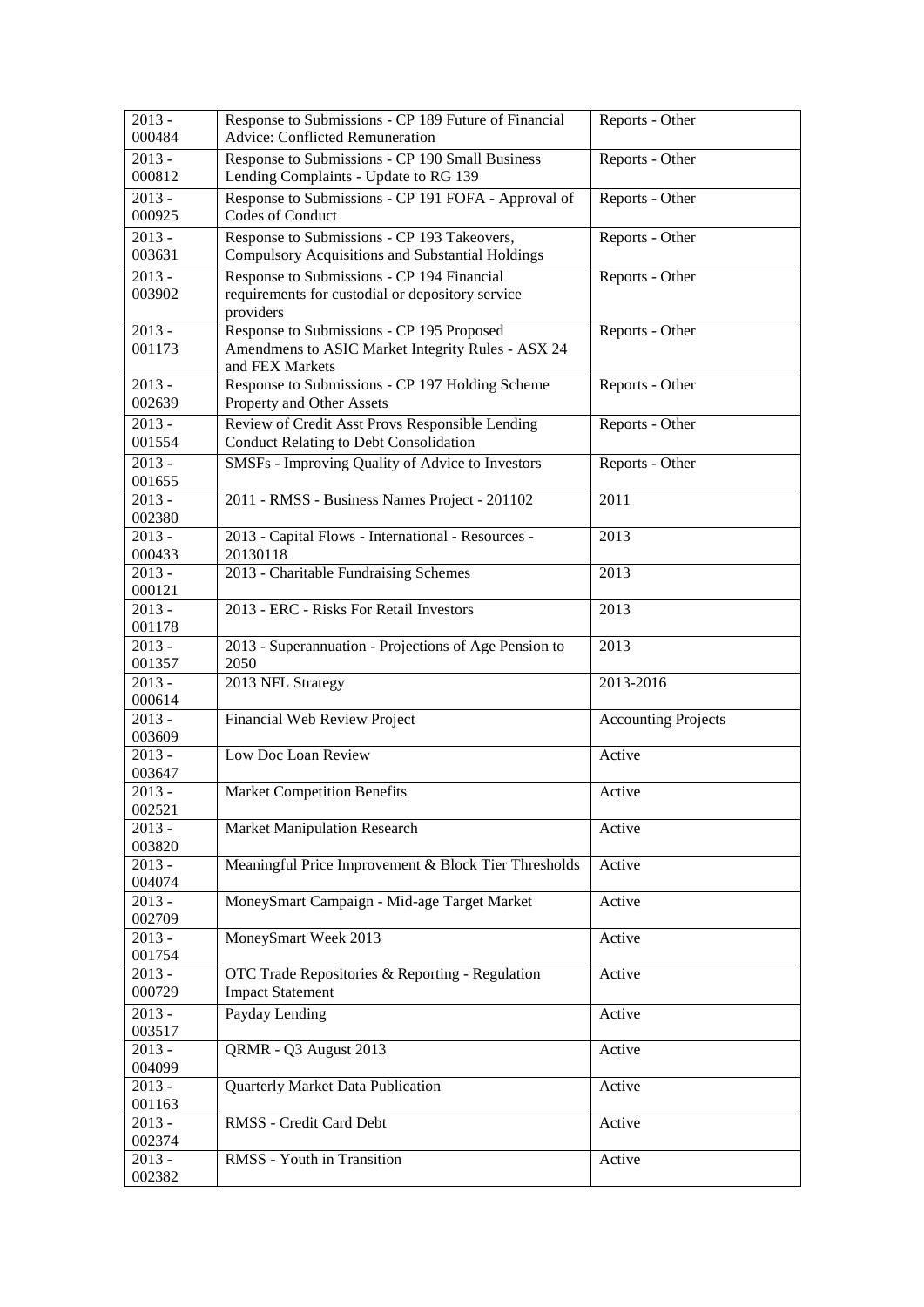| 2013 - 000484 | Response to Submissions - CP 189 Future of Financial Advice: Conflicted Remuneration | Reports - Other |
|---|---|---|
| 2013 - 000812 | Response to Submissions - CP 190 Small Business Lending Complaints - Update to RG 139 | Reports - Other |
| 2013 - 000925 | Response to Submissions - CP 191 FOFA - Approval of Codes of Conduct | Reports - Other |
| 2013 - 003631 | Response to Submissions - CP 193 Takeovers, Compulsory Acquisitions and Substantial Holdings | Reports - Other |
| 2013 - 003902 | Response to Submissions - CP 194 Financial requirements for custodial or depository service providers | Reports - Other |
| 2013 - 001173 | Response to Submissions - CP 195 Proposed Amendmens to ASIC Market Integrity Rules - ASX 24 and FEX Markets | Reports - Other |
| 2013 - 002639 | Response to Submissions - CP 197 Holding Scheme Property and Other Assets | Reports - Other |
| 2013 - 001554 | Review of Credit Asst Provs Responsible Lending Conduct Relating to Debt Consolidation | Reports - Other |
| 2013 - 001655 | SMSFs - Improving Quality of Advice to Investors | Reports - Other |
| 2013 - 002380 | 2011 - RMSS - Business Names Project - 201102 | 2011 |
| 2013 - 000433 | 2013 - Capital Flows - International - Resources - 20130118 | 2013 |
| 2013 - 000121 | 2013 - Charitable Fundraising Schemes | 2013 |
| 2013 - 001178 | 2013 - ERC - Risks For Retail Investors | 2013 |
| 2013 - 001357 | 2013 - Superannuation - Projections of Age Pension to 2050 | 2013 |
| 2013 - 000614 | 2013 NFL Strategy | 2013-2016 |
| 2013 - 003609 | Financial Web Review Project | Accounting Projects |
| 2013 - 003647 | Low Doc Loan Review | Active |
| 2013 - 002521 | Market Competition Benefits | Active |
| 2013 - 003820 | Market Manipulation Research | Active |
| 2013 - 004074 | Meaningful Price Improvement & Block Tier Thresholds | Active |
| 2013 - 002709 | MoneySmart Campaign - Mid-age Target Market | Active |
| 2013 - 001754 | MoneySmart Week 2013 | Active |
| 2013 - 000729 | OTC Trade Repositories & Reporting - Regulation Impact Statement | Active |
| 2013 - 003517 | Payday Lending | Active |
| 2013 - 004099 | QRMR - Q3 August 2013 | Active |
| 2013 - 001163 | Quarterly Market Data Publication | Active |
| 2013 - 002374 | RMSS - Credit Card Debt | Active |
| 2013 - 002382 | RMSS - Youth in Transition | Active |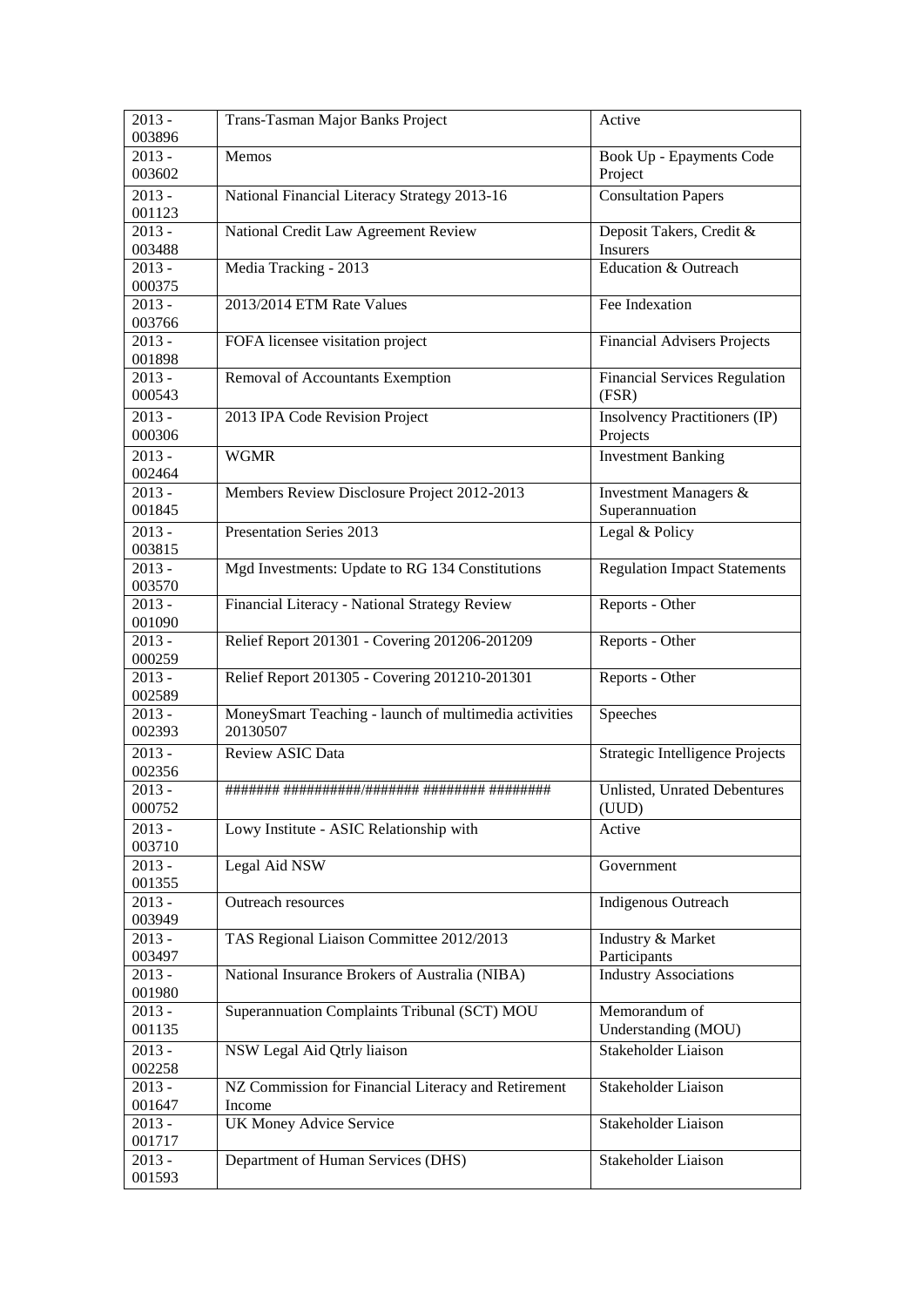| | | |
|---|---|---|
| 2013 - 003896 | Trans-Tasman Major Banks Project | Active |
| 2013 - 003602 | Memos | Book Up - Epayments Code Project |
| 2013 - 001123 | National Financial Literacy Strategy 2013-16 | Consultation Papers |
| 2013 - 003488 | National Credit Law Agreement Review | Deposit Takers, Credit & Insurers |
| 2013 - 000375 | Media Tracking - 2013 | Education & Outreach |
| 2013 - 003766 | 2013/2014 ETM Rate Values | Fee Indexation |
| 2013 - 001898 | FOFA licensee visitation project | Financial Advisers Projects |
| 2013 - 000543 | Removal of Accountants Exemption | Financial Services Regulation (FSR) |
| 2013 - 000306 | 2013 IPA Code Revision Project | Insolvency Practitioners (IP) Projects |
| 2013 - 002464 | WGMR | Investment Banking |
| 2013 - 001845 | Members Review Disclosure Project 2012-2013 | Investment Managers & Superannuation |
| 2013 - 003815 | Presentation Series 2013 | Legal & Policy |
| 2013 - 003570 | Mgd Investments: Update to RG 134 Constitutions | Regulation Impact Statements |
| 2013 - 001090 | Financial Literacy - National Strategy Review | Reports - Other |
| 2013 - 000259 | Relief Report 201301 - Covering 201206-201209 | Reports - Other |
| 2013 - 002589 | Relief Report 201305 - Covering 201210-201301 | Reports - Other |
| 2013 - 002393 | MoneySmart Teaching - launch of multimedia activities 20130507 | Speeches |
| 2013 - 002356 | Review ASIC Data | Strategic Intelligence Projects |
| 2013 - 000752 | ####### ##########/####### ######## ######## | Unlisted, Unrated Debentures (UUD) |
| 2013 - 003710 | Lowy Institute - ASIC Relationship with | Active |
| 2013 - 001355 | Legal Aid NSW | Government |
| 2013 - 003949 | Outreach resources | Indigenous Outreach |
| 2013 - 003497 | TAS Regional Liaison Committee 2012/2013 | Industry & Market Participants |
| 2013 - 001980 | National Insurance Brokers of Australia (NIBA) | Industry Associations |
| 2013 - 001135 | Superannuation Complaints Tribunal (SCT) MOU | Memorandum of Understanding (MOU) |
| 2013 - 002258 | NSW Legal Aid Qtrly liaison | Stakeholder Liaison |
| 2013 - 001647 | NZ Commission for Financial Literacy and Retirement Income | Stakeholder Liaison |
| 2013 - 001717 | UK Money Advice Service | Stakeholder Liaison |
| 2013 - 001593 | Department of Human Services (DHS) | Stakeholder Liaison |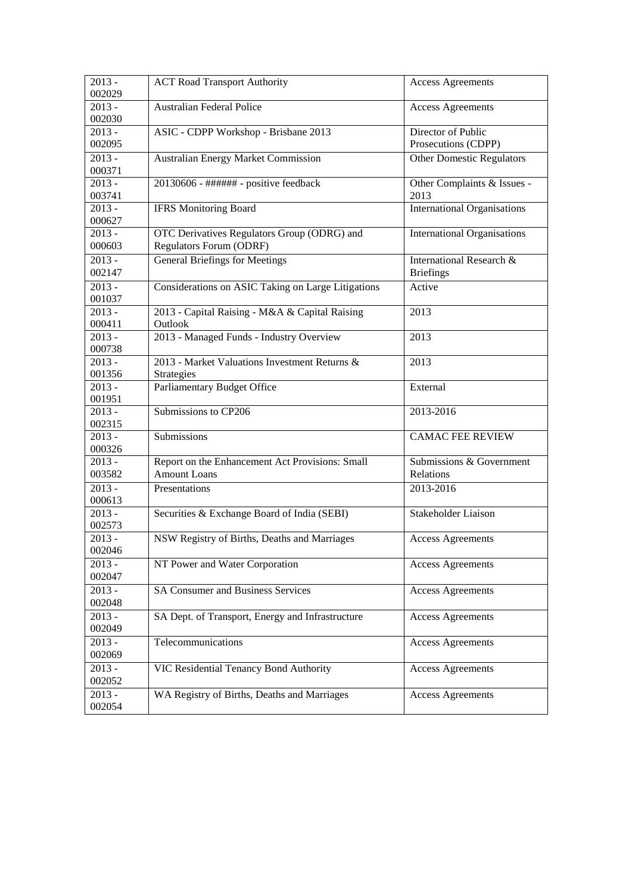| | | |
|---|---|---|
| 2013 - 002029 | ACT Road Transport Authority | Access Agreements |
| 2013 - 002030 | Australian Federal Police | Access Agreements |
| 2013 - 002095 | ASIC - CDPP Workshop - Brisbane 2013 | Director of Public Prosecutions (CDPP) |
| 2013 - 000371 | Australian Energy Market Commission | Other Domestic Regulators |
| 2013 - 003741 | 20130606 - ###### - positive feedback | Other Complaints & Issues - 2013 |
| 2013 - 000627 | IFRS Monitoring Board | International Organisations |
| 2013 - 000603 | OTC Derivatives Regulators Group (ODRG) and Regulators Forum (ODRF) | International Organisations |
| 2013 - 002147 | General Briefings for Meetings | International Research & Briefings |
| 2013 - 001037 | Considerations on ASIC Taking on Large Litigations | Active |
| 2013 - 000411 | 2013 - Capital Raising - M&A & Capital Raising Outlook | 2013 |
| 2013 - 000738 | 2013 - Managed Funds - Industry Overview | 2013 |
| 2013 - 001356 | 2013 - Market Valuations Investment Returns & Strategies | 2013 |
| 2013 - 001951 | Parliamentary Budget Office | External |
| 2013 - 002315 | Submissions to CP206 | 2013-2016 |
| 2013 - 000326 | Submissions | CAMAC FEE REVIEW |
| 2013 - 003582 | Report on the Enhancement Act Provisions: Small Amount Loans | Submissions & Government Relations |
| 2013 - 000613 | Presentations | 2013-2016 |
| 2013 - 002573 | Securities & Exchange Board of India (SEBI) | Stakeholder Liaison |
| 2013 - 002046 | NSW Registry of Births, Deaths and Marriages | Access Agreements |
| 2013 - 002047 | NT Power and Water Corporation | Access Agreements |
| 2013 - 002048 | SA Consumer and Business Services | Access Agreements |
| 2013 - 002049 | SA Dept. of Transport, Energy and Infrastructure | Access Agreements |
| 2013 - 002069 | Telecommunications | Access Agreements |
| 2013 - 002052 | VIC Residential Tenancy Bond Authority | Access Agreements |
| 2013 - 002054 | WA Registry of Births, Deaths and Marriages | Access Agreements |